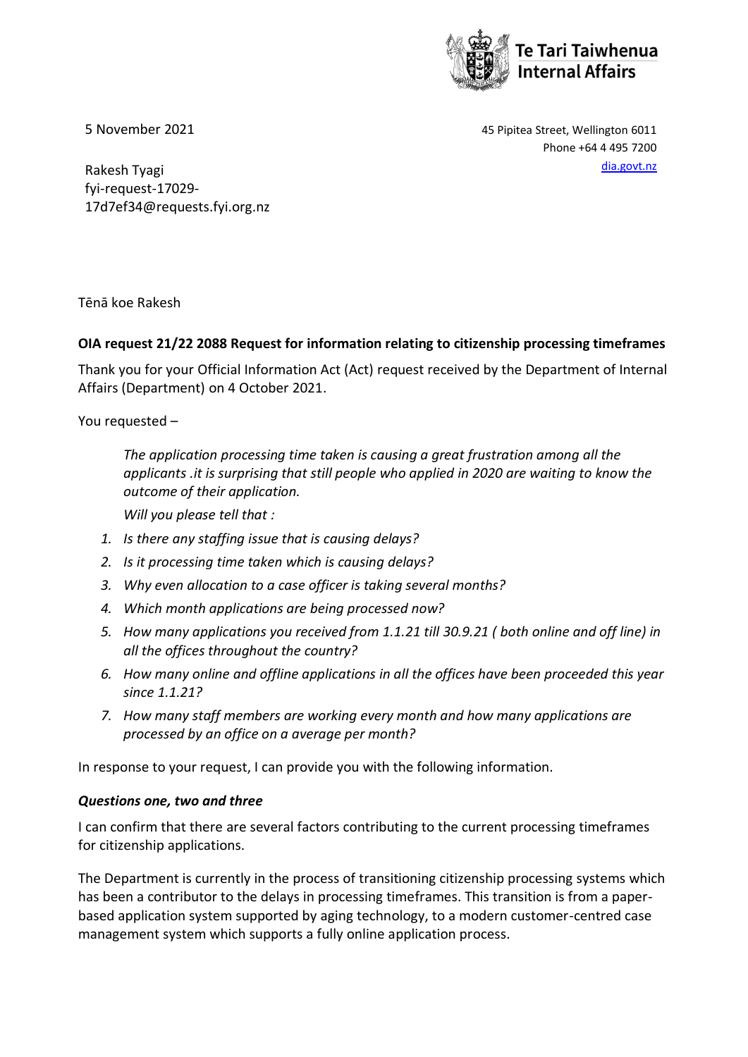Te Tari Taiwhenua
Internal Affairs

5 November 2021

45 Pipitea Street, Wellington 6011
Phone +64 4 495 7200
dia.govt.nz

Rakesh Tyagi
fyi-request-17029-17d7ef34@requests.fyi.org.nz

Tēnā koe Rakesh

**OIA request 21/22 2088 Request for information relating to citizenship processing timeframes**

Thank you for your Official Information Act (Act) request received by the Department of Internal Affairs (Department) on 4 October 2021.

You requested –

> *The application processing time taken is causing a great frustration among all the applicants .it is surprising that still people who applied in 2020 are waiting to know the outcome of their application.*
>
> *Will you please tell that :*

1. *Is there any staffing issue that is causing delays?*
2. *Is it processing time taken which is causing delays?*
3. *Why even allocation to a case officer is taking several months?*
4. *Which month applications are being processed now?*
5. *How many applications you received from 1.1.21 till 30.9.21 ( both online and off line) in all the offices throughout the country?*
6. *How many online and offline applications in all the offices have been proceeded this year since 1.1.21?*
7. *How many staff members are working every month and how many applications are processed by an office on a average per month?*

In response to your request, I can provide you with the following information.

***Questions one, two and three***

I can confirm that there are several factors contributing to the current processing timeframes for citizenship applications.

The Department is currently in the process of transitioning citizenship processing systems which has been a contributor to the delays in processing timeframes. This transition is from a paper-based application system supported by aging technology, to a modern customer-centred case management system which supports a fully online application process.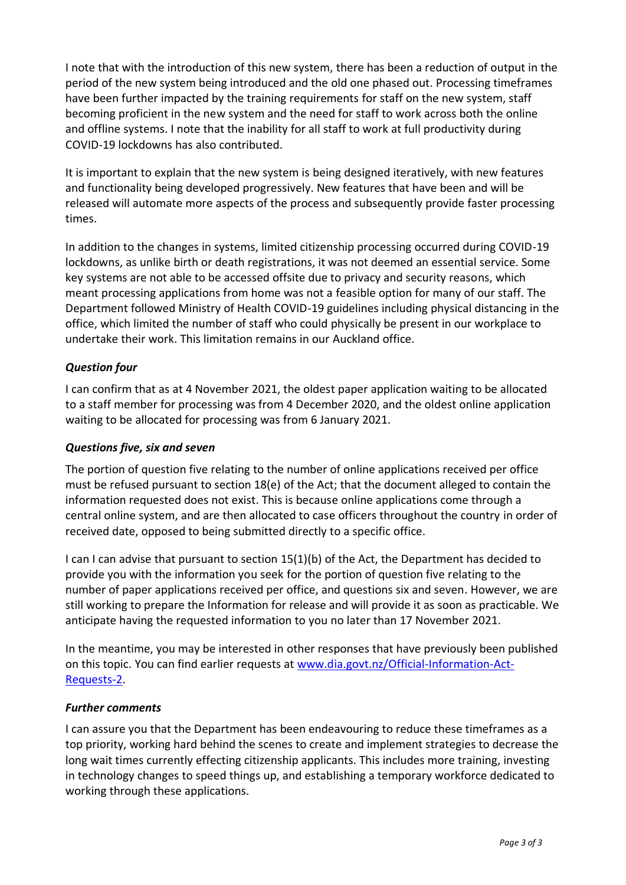I note that with the introduction of this new system, there has been a reduction of output in the period of the new system being introduced and the old one phased out. Processing timeframes have been further impacted by the training requirements for staff on the new system, staff becoming proficient in the new system and the need for staff to work across both the online and offline systems. I note that the inability for all staff to work at full productivity during COVID-19 lockdowns has also contributed.

It is important to explain that the new system is being designed iteratively, with new features and functionality being developed progressively. New features that have been and will be released will automate more aspects of the process and subsequently provide faster processing times.

In addition to the changes in systems, limited citizenship processing occurred during COVID-19 lockdowns, as unlike birth or death registrations, it was not deemed an essential service. Some key systems are not able to be accessed offsite due to privacy and security reasons, which meant processing applications from home was not a feasible option for many of our staff. The Department followed Ministry of Health COVID-19 guidelines including physical distancing in the office, which limited the number of staff who could physically be present in our workplace to undertake their work. This limitation remains in our Auckland office.

### *Question four*

I can confirm that as at 4 November 2021, the oldest paper application waiting to be allocated to a staff member for processing was from 4 December 2020, and the oldest online application waiting to be allocated for processing was from 6 January 2021.

### *Questions five, six and seven*

The portion of question five relating to the number of online applications received per office must be refused pursuant to section 18(e) of the Act; that the document alleged to contain the information requested does not exist. This is because online applications come through a central online system, and are then allocated to case officers throughout the country in order of received date, opposed to being submitted directly to a specific office.

I can I can advise that pursuant to section 15(1)(b) of the Act, the Department has decided to provide you with the information you seek for the portion of question five relating to the number of paper applications received per office, and questions six and seven. However, we are still working to prepare the Information for release and will provide it as soon as practicable. We anticipate having the requested information to you no later than 17 November 2021.

In the meantime, you may be interested in other responses that have previously been published on this topic. You can find earlier requests at [www.dia.govt.nz/Official-Information-Act-Requests-2](www.dia.govt.nz/Official-Information-Act-Requests-2).

### *Further comments*

I can assure you that the Department has been endeavouring to reduce these timeframes as a top priority, working hard behind the scenes to create and implement strategies to decrease the long wait times currently effecting citizenship applicants. This includes more training, investing in technology changes to speed things up, and establishing a temporary workforce dedicated to working through these applications.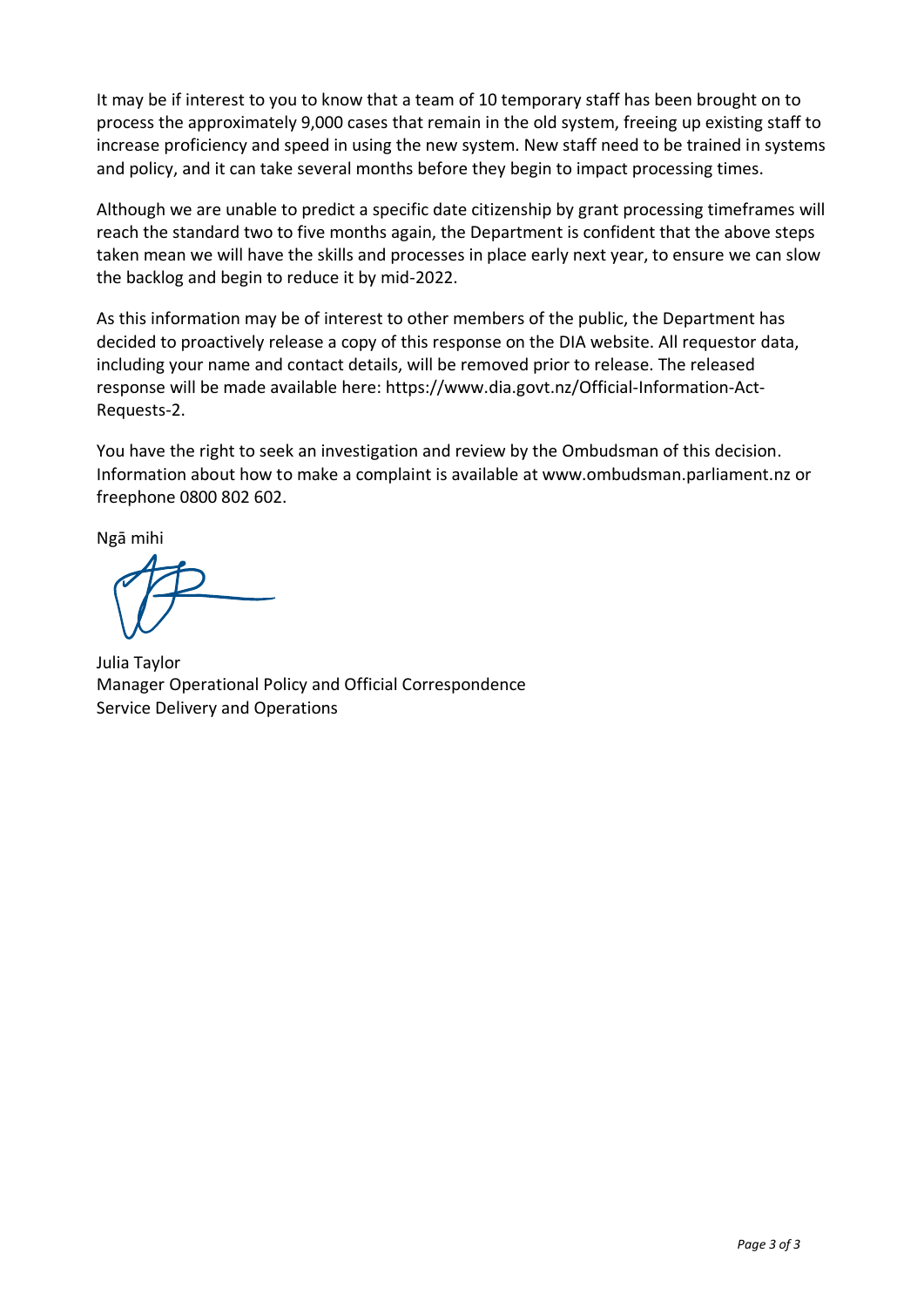It may be if interest to you to know that a team of 10 temporary staff has been brought on to process the approximately 9,000 cases that remain in the old system, freeing up existing staff to increase proficiency and speed in using the new system. New staff need to be trained in systems and policy, and it can take several months before they begin to impact processing times.

Although we are unable to predict a specific date citizenship by grant processing timeframes will reach the standard two to five months again, the Department is confident that the above steps taken mean we will have the skills and processes in place early next year, to ensure we can slow the backlog and begin to reduce it by mid-2022.

As this information may be of interest to other members of the public, the Department has decided to proactively release a copy of this response on the DIA website. All requestor data, including your name and contact details, will be removed prior to release. The released response will be made available here: https://www.dia.govt.nz/Official-Information-Act-Requests-2.

You have the right to seek an investigation and review by the Ombudsman of this decision. Information about how to make a complaint is available at www.ombudsman.parliament.nz or freephone 0800 802 602.

Ngā mihi

Julia Taylor
Manager Operational Policy and Official Correspondence
Service Delivery and Operations